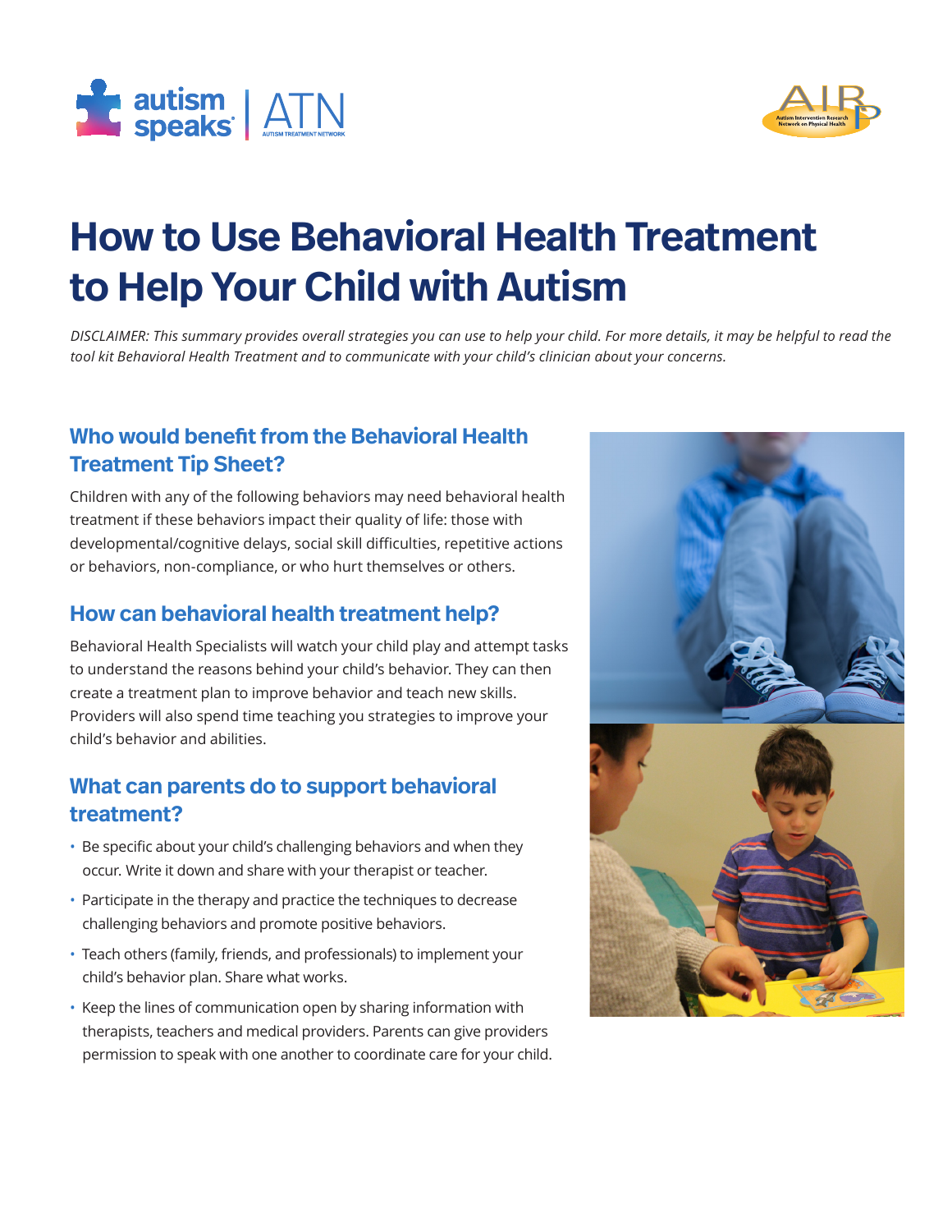# How to Use Behavioral Health Treatment to Help Your Child with Autism

*DISCLAIMER: This summary provides overall strategies you can use to help your child. For more details, it may be helpful to read the tool kit Behavioral Health Treatment and to communicate with your child's clinician about your concerns.*

## Who would benefit from the Behavioral Health Treatment Tip Sheet?

Children with any of the following behaviors may need behavioral health treatment if these behaviors impact their quality of life: those with developmental/cognitive delays, social skill difficulties, repetitive actions or behaviors, non-compliance, or who hurt themselves or others.

## How can behavioral health treatment help?

Behavioral Health Specialists will watch your child play and attempt tasks to understand the reasons behind your child's behavior. They can then create a treatment plan to improve behavior and teach new skills. Providers will also spend time teaching you strategies to improve your child's behavior and abilities.

## What can parents do to support behavioral treatment?

- Be specific about your child's challenging behaviors and when they occur. Write it down and share with your therapist or teacher.
- Participate in the therapy and practice the techniques to decrease challenging behaviors and promote positive behaviors.
- Teach others (family, friends, and professionals) to implement your child's behavior plan. Share what works.
- Keep the lines of communication open by sharing information with therapists, teachers and medical providers. Parents can give providers permission to speak with one another to coordinate care for your child.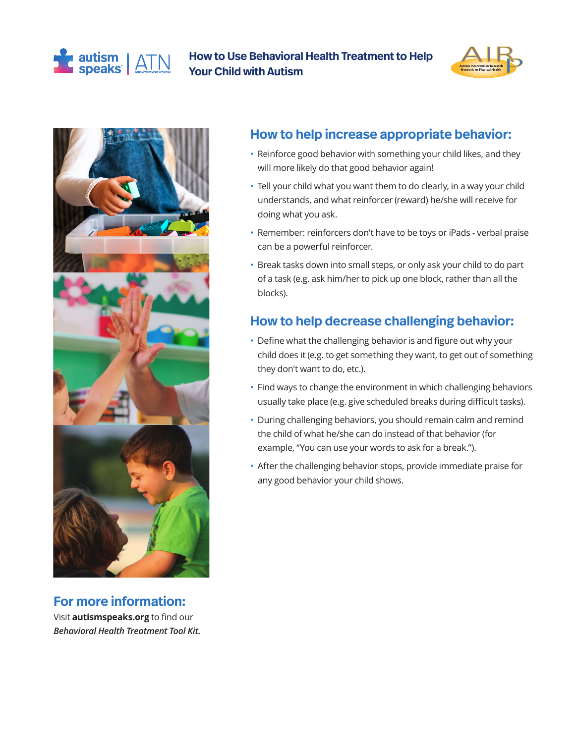# How to Use Behavioral Health Treatment to Help Your Child with Autism

## How to help increase appropriate behavior:

- Reinforce good behavior with something your child likes, and they will more likely do that good behavior again!
- Tell your child what you want them to do clearly, in a way your child understands, and what reinforcer (reward) he/she will receive for doing what you ask.
- Remember: reinforcers don't have to be toys or iPads - verbal praise can be a powerful reinforcer.
- Break tasks down into small steps, or only ask your child to do part of a task (e.g. ask him/her to pick up one block, rather than all the blocks).

## How to help decrease challenging behavior:

- Define what the challenging behavior is and figure out why your child does it (e.g. to get something they want, to get out of something they don't want to do, etc.).
- Find ways to change the environment in which challenging behaviors usually take place (e.g. give scheduled breaks during difficult tasks).
- During challenging behaviors, you should remain calm and remind the child of what he/she can do instead of that behavior (for example, "You can use your words to ask for a break.").
- After the challenging behavior stops, provide immediate praise for any good behavior your child shows.

## For more information:

Visit **autismspeaks.org** to find our ***Behavioral Health Treatment Tool Kit.***